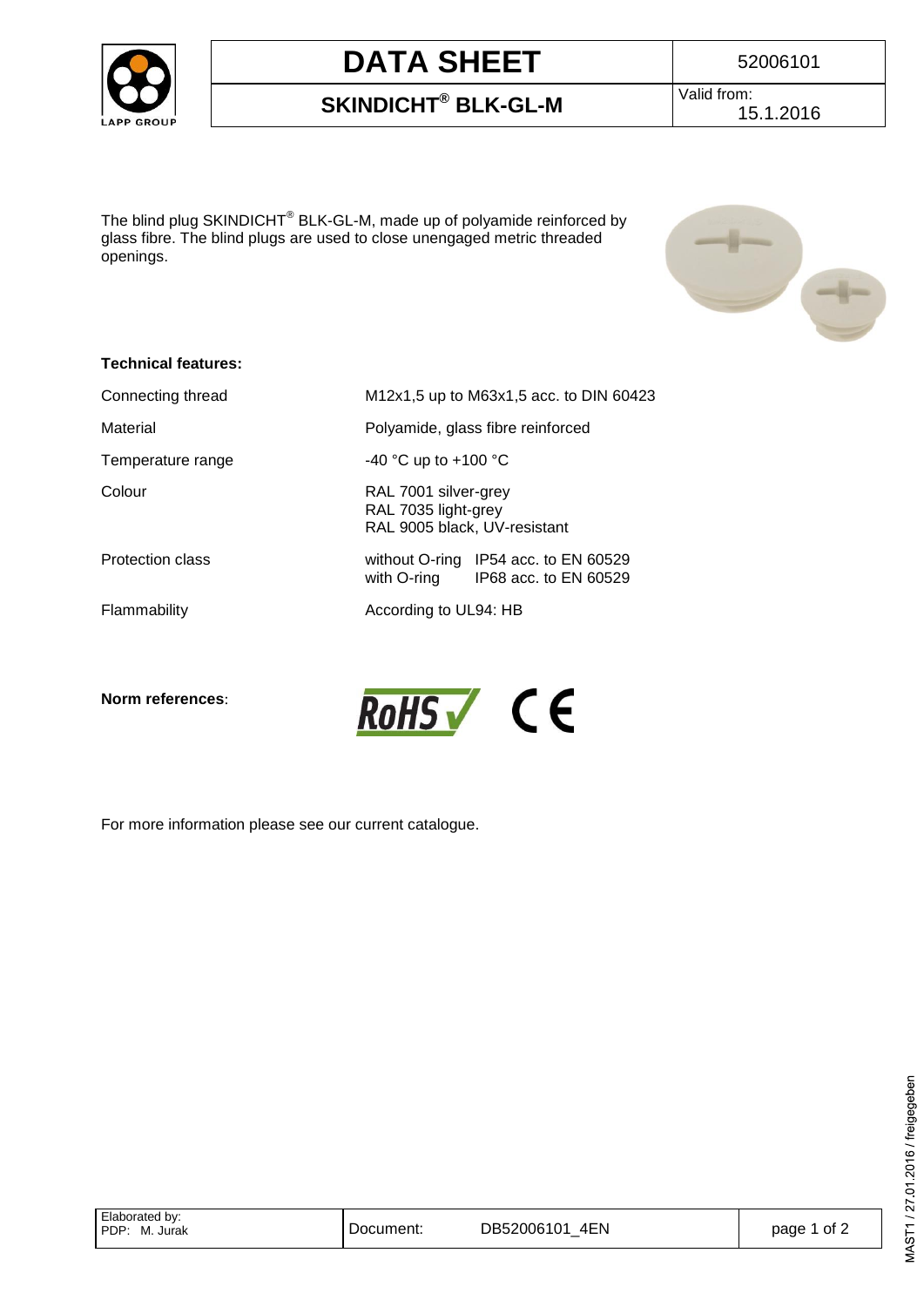# DATA SHEET

52006101

## SKINDICHT® BLK-GL-M

Valid from: 15.1.2016

The blind plug SKINDICHT® BLK-GL-M, made up of polyamide reinforced by glass fibre. The blind plugs are used to close unengaged metric threaded openings.

**Technical features:**

| | |
|---|---|
| Connecting thread | M12x1,5 up to M63x1,5 acc. to DIN 60423 |
| Material | Polyamide, glass fibre reinforced |
| Temperature range | -40 °C up to +100 °C |
| Colour | RAL 7001 silver-grey<br>RAL 7035 light-grey<br>RAL 9005 black, UV-resistant |
| Protection class | without O-ring IP54 acc. to EN 60529<br>with O-ring IP68 acc. to EN 60529 |
| Flammability | According to UL94: HB |

**Norm references**: RoHS, CE

For more information please see our current catalogue.

| Elaborated by: PDP: M. Jurak | Document: DB52006101_4EN |
|---|---|

MAST1 / 27.01.2016 / freigegeben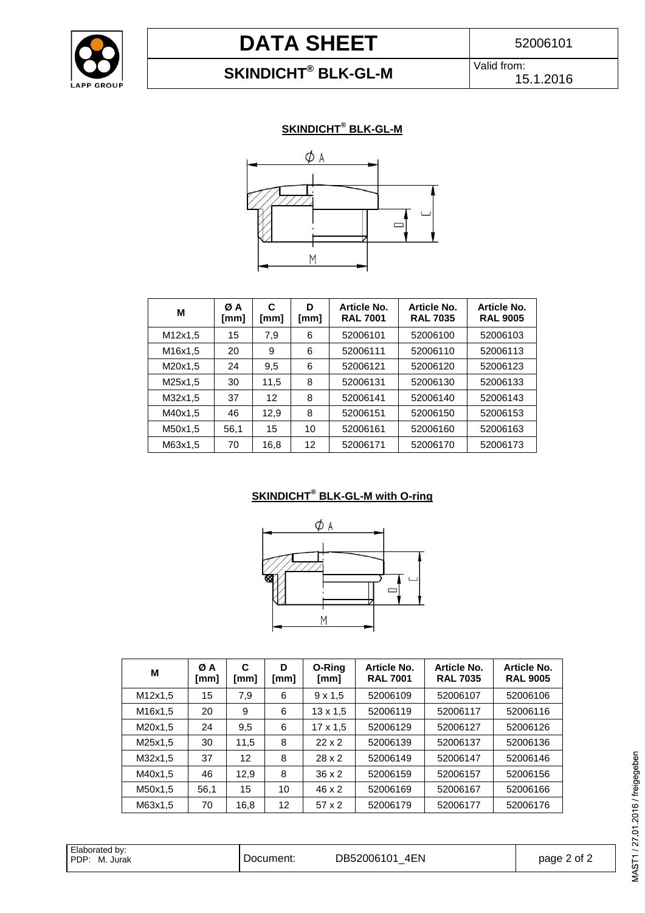# DATA SHEET

52006101

## SKINDICHT® BLK-GL-M

Valid from: 15.1.2016

### SKINDICHT® BLK-GL-M

Ø A

C

D

M

| M | Ø A [mm] | C [mm] | D [mm] | Article No. RAL 7001 | Article No. RAL 7035 | Article No. RAL 9005 |
|---|---|---|---|---|---|---|
| M12x1,5 | 15 | 7,9 | 6 | 52006101 | 52006100 | 52006103 |
| M16x1,5 | 20 | 9 | 6 | 52006111 | 52006110 | 52006113 |
| M20x1,5 | 24 | 9,5 | 6 | 52006121 | 52006120 | 52006123 |
| M25x1,5 | 30 | 11,5 | 8 | 52006131 | 52006130 | 52006133 |
| M32x1,5 | 37 | 12 | 8 | 52006141 | 52006140 | 52006143 |
| M40x1,5 | 46 | 12,9 | 8 | 52006151 | 52006150 | 52006153 |
| M50x1,5 | 56,1 | 15 | 10 | 52006161 | 52006160 | 52006163 |
| M63x1,5 | 70 | 16,8 | 12 | 52006171 | 52006170 | 52006173 |

### SKINDICHT® BLK-GL-M with O-ring

Ø A

C

D

M

| M | Ø A [mm] | C [mm] | D [mm] | O-Ring [mm] | Article No. RAL 7001 | Article No. RAL 7035 | Article No. RAL 9005 |
|---|---|---|---|---|---|---|---|
| M12x1,5 | 15 | 7,9 | 6 | 9 x 1,5 | 52006109 | 52006107 | 52006106 |
| M16x1,5 | 20 | 9 | 6 | 13 x 1,5 | 52006119 | 52006117 | 52006116 |
| M20x1,5 | 24 | 9,5 | 6 | 17 x 1,5 | 52006129 | 52006127 | 52006126 |
| M25x1,5 | 30 | 11,5 | 8 | 22 x 2 | 52006139 | 52006137 | 52006136 |
| M32x1,5 | 37 | 12 | 8 | 28 x 2 | 52006149 | 52006147 | 52006146 |
| M40x1,5 | 46 | 12,9 | 8 | 36 x 2 | 52006159 | 52006157 | 52006156 |
| M50x1,5 | 56,1 | 15 | 10 | 46 x 2 | 52006169 | 52006167 | 52006166 |
| M63x1,5 | 70 | 16,8 | 12 | 57 x 2 | 52006179 | 52006177 | 52006176 |

Elaborated by: PDP: M. Jurak

Document: DB52006101_4EN

MAST1 / 27.01.2016 / freigegeben